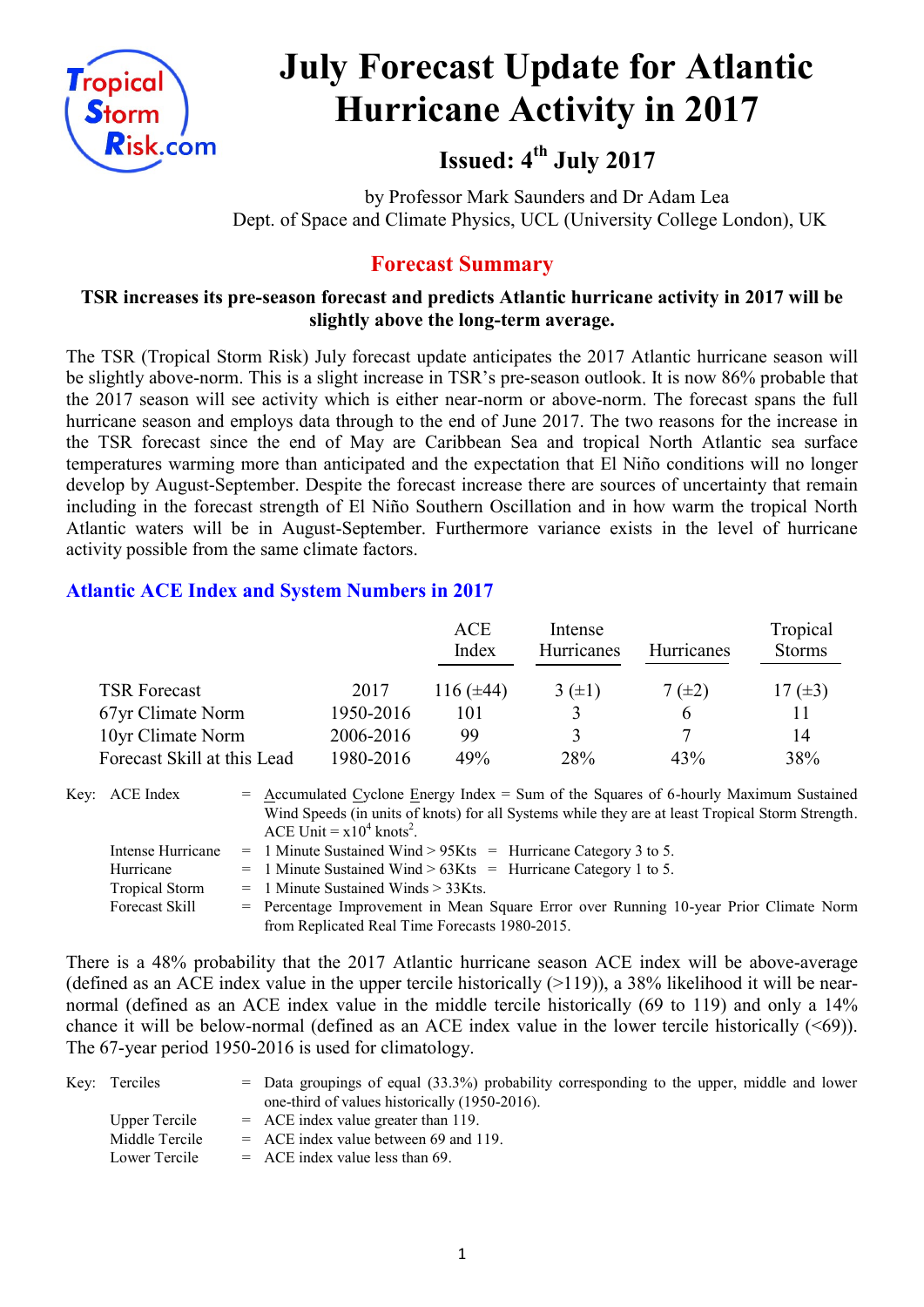# July Forecast Update for Atlantic Hurricane Activity in 2017

## Issued: 4th July 2017

by Professor Mark Saunders and Dr Adam Lea
Dept. of Space and Climate Physics, UCL (University College London), UK

## Forecast Summary

**TSR increases its pre-season forecast and predicts Atlantic hurricane activity in 2017 will be slightly above the long-term average.**

The TSR (Tropical Storm Risk) July forecast update anticipates the 2017 Atlantic hurricane season will be slightly above-norm. This is a slight increase in TSR's pre-season outlook. It is now 86% probable that the 2017 season will see activity which is either near-norm or above-norm. The forecast spans the full hurricane season and employs data through to the end of June 2017. The two reasons for the increase in the TSR forecast since the end of May are Caribbean Sea and tropical North Atlantic sea surface temperatures warming more than anticipated and the expectation that El Niño conditions will no longer develop by August-September. Despite the forecast increase there are sources of uncertainty that remain including in the forecast strength of El Niño Southern Oscillation and in how warm the tropical North Atlantic waters will be in August-September. Furthermore variance exists in the level of hurricane activity possible from the same climate factors.

### Atlantic ACE Index and System Numbers in 2017

| | | ACE Index | Intense Hurricanes | Hurricanes | Tropical Storms |
|---|---|---|---|---|---|
| TSR Forecast | 2017 | 116 (±44) | 3 (±1) | 7 (±2) | 17 (±3) |
| 67yr Climate Norm | 1950-2016 | 101 | 3 | 6 | 11 |
| 10yr Climate Norm | 2006-2016 | 99 | 3 | 7 | 14 |
| Forecast Skill at this Lead | 1980-2016 | 49% | 28% | 43% | 38% |

Key:
- ACE Index = Accumulated Cyclone Energy Index = Sum of the Squares of 6-hourly Maximum Sustained Wind Speeds (in units of knots) for all Systems while they are at least Tropical Storm Strength. ACE Unit = $x10^4$ knots$^2$.
- Intense Hurricane = 1 Minute Sustained Wind > 95Kts = Hurricane Category 3 to 5.
- Hurricane = 1 Minute Sustained Wind > 63Kts = Hurricane Category 1 to 5.
- Tropical Storm = 1 Minute Sustained Winds > 33Kts.
- Forecast Skill = Percentage Improvement in Mean Square Error over Running 10-year Prior Climate Norm from Replicated Real Time Forecasts 1980-2015.

There is a 48% probability that the 2017 Atlantic hurricane season ACE index will be above-average (defined as an ACE index value in the upper tercile historically (>119)), a 38% likelihood it will be near-normal (defined as an ACE index value in the middle tercile historically (69 to 119) and only a 14% chance it will be below-normal (defined as an ACE index value in the lower tercile historically (<69)). The 67-year period 1950-2016 is used for climatology.

Key:
- Terciles = Data groupings of equal (33.3%) probability corresponding to the upper, middle and lower one-third of values historically (1950-2016).
- Upper Tercile = ACE index value greater than 119.
- Middle Tercile = ACE index value between 69 and 119.
- Lower Tercile = ACE index value less than 69.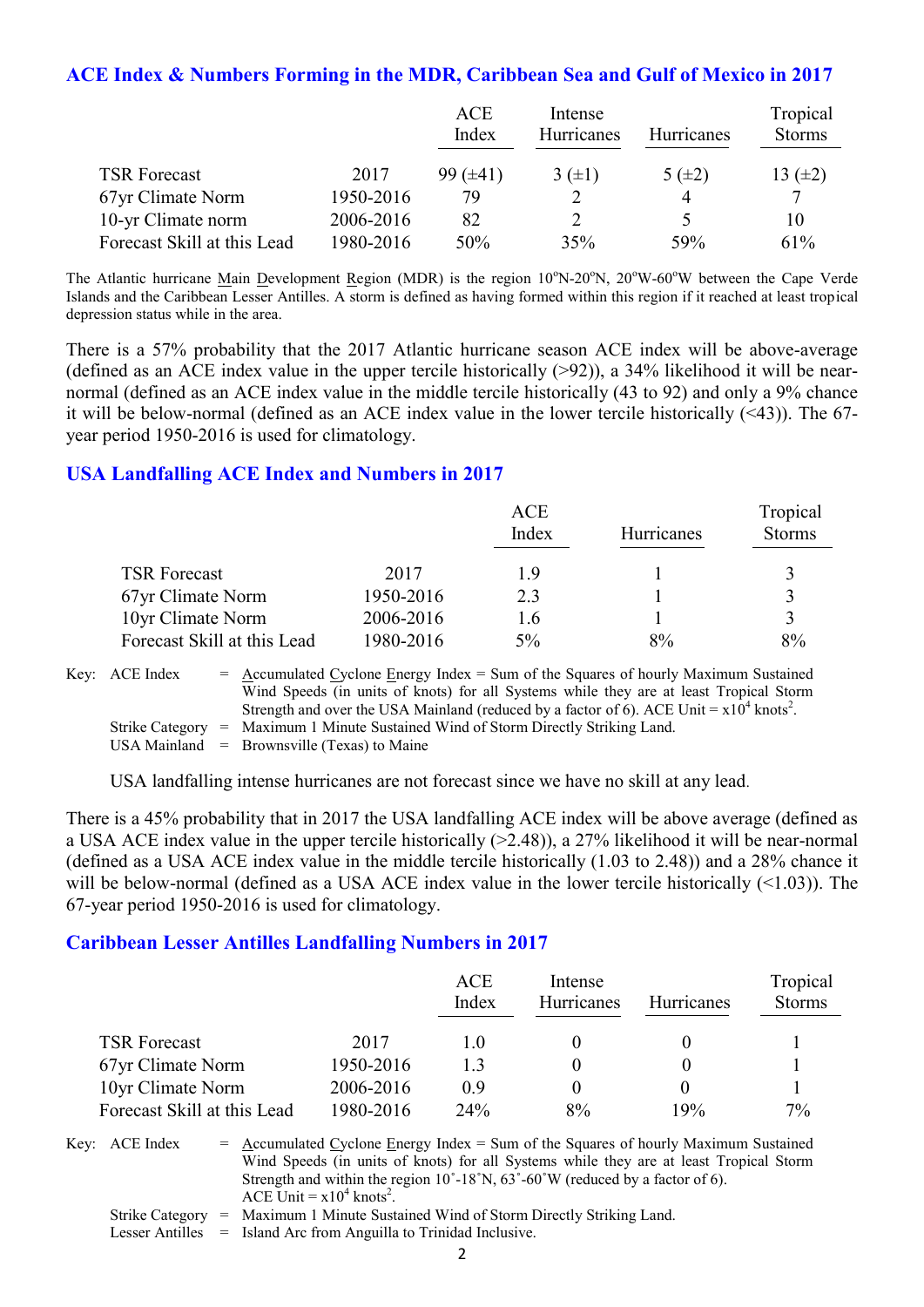## ACE Index & Numbers Forming in the MDR, Caribbean Sea and Gulf of Mexico in 2017

| | | ACE Index | Intense Hurricanes | Hurricanes | Tropical Storms |
|---|---|---|---|---|---|
| TSR Forecast | 2017 | 99 (±41) | 3 (±1) | 5 (±2) | 13 (±2) |
| 67yr Climate Norm | 1950-2016 | 79 | 2 | 4 | 7 |
| 10-yr Climate norm | 2006-2016 | 82 | 2 | 5 | 10 |
| Forecast Skill at this Lead | 1980-2016 | 50% | 35% | 59% | 61% |

The Atlantic hurricane Main Development Region (MDR) is the region 10°N-20°N, 20°W-60°W between the Cape Verde Islands and the Caribbean Lesser Antilles. A storm is defined as having formed within this region if it reached at least tropical depression status while in the area.

There is a 57% probability that the 2017 Atlantic hurricane season ACE index will be above-average (defined as an ACE index value in the upper tercile historically (>92)), a 34% likelihood it will be near-normal (defined as an ACE index value in the middle tercile historically (43 to 92) and only a 9% chance it will be below-normal (defined as an ACE index value in the lower tercile historically (<43)). The 67-year period 1950-2016 is used for climatology.

## USA Landfalling ACE Index and Numbers in 2017

| | | ACE Index | Hurricanes | Tropical Storms |
|---|---|---|---|---|
| TSR Forecast | 2017 | 1.9 | 1 | 3 |
| 67yr Climate Norm | 1950-2016 | 2.3 | 1 | 3 |
| 10yr Climate Norm | 2006-2016 | 1.6 | 1 | 3 |
| Forecast Skill at this Lead | 1980-2016 | 5% | 8% | 8% |

Key: ACE Index = Accumulated Cyclone Energy Index = Sum of the Squares of hourly Maximum Sustained Wind Speeds (in units of knots) for all Systems while they are at least Tropical Storm Strength and over the USA Mainland (reduced by a factor of 6). ACE Unit = $x10^4$ knots$^2$.
Strike Category = Maximum 1 Minute Sustained Wind of Storm Directly Striking Land.
USA Mainland = Brownsville (Texas) to Maine

USA landfalling intense hurricanes are not forecast since we have no skill at any lead.

There is a 45% probability that in 2017 the USA landfalling ACE index will be above average (defined as a USA ACE index value in the upper tercile historically (>2.48)), a 27% likelihood it will be near-normal (defined as a USA ACE index value in the middle tercile historically (1.03 to 2.48)) and a 28% chance it will be below-normal (defined as a USA ACE index value in the lower tercile historically (<1.03)). The 67-year period 1950-2016 is used for climatology.

## Caribbean Lesser Antilles Landfalling Numbers in 2017

| | | ACE Index | Intense Hurricanes | Hurricanes | Tropical Storms |
|---|---|---|---|---|---|
| TSR Forecast | 2017 | 1.0 | 0 | 0 | 1 |
| 67yr Climate Norm | 1950-2016 | 1.3 | 0 | 0 | 1 |
| 10yr Climate Norm | 2006-2016 | 0.9 | 0 | 0 | 1 |
| Forecast Skill at this Lead | 1980-2016 | 24% | 8% | 19% | 7% |

Key: ACE Index = Accumulated Cyclone Energy Index = Sum of the Squares of hourly Maximum Sustained Wind Speeds (in units of knots) for all Systems while they are at least Tropical Storm Strength and within the region 10˚-18˚N, 63˚-60˚W (reduced by a factor of 6). ACE Unit = $x10^4$ knots$^2$.
Strike Category = Maximum 1 Minute Sustained Wind of Storm Directly Striking Land.
Lesser Antilles = Island Arc from Anguilla to Trinidad Inclusive.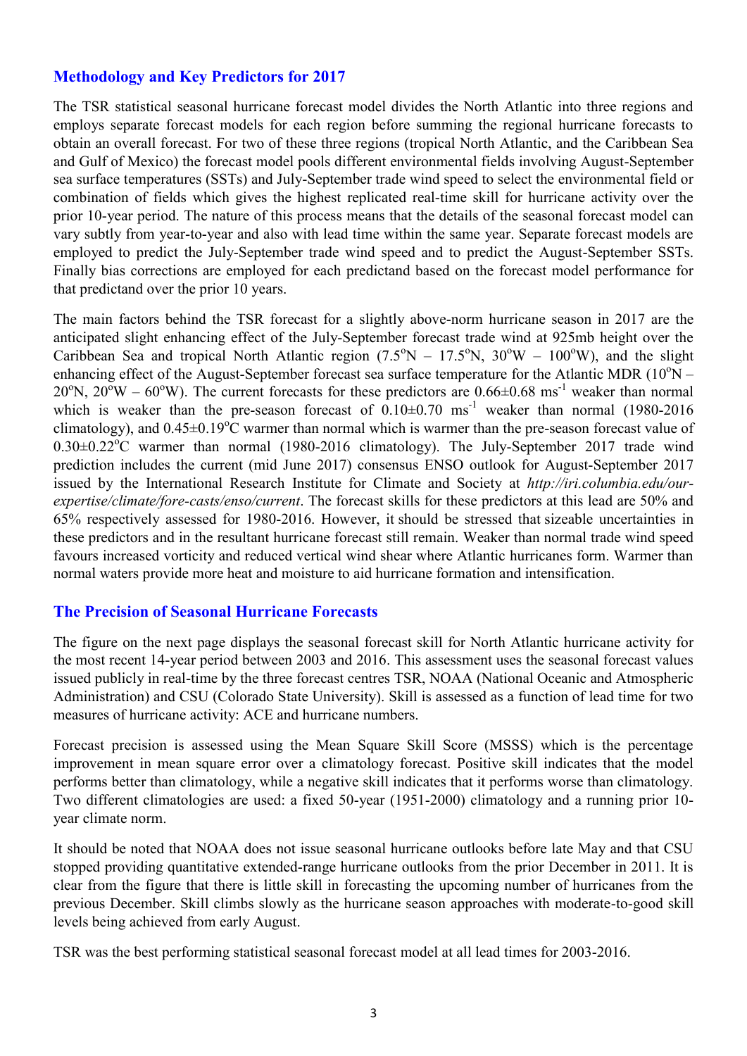## Methodology and Key Predictors for 2017

The TSR statistical seasonal hurricane forecast model divides the North Atlantic into three regions and employs separate forecast models for each region before summing the regional hurricane forecasts to obtain an overall forecast. For two of these three regions (tropical North Atlantic, and the Caribbean Sea and Gulf of Mexico) the forecast model pools different environmental fields involving August-September sea surface temperatures (SSTs) and July-September trade wind speed to select the environmental field or combination of fields which gives the highest replicated real-time skill for hurricane activity over the prior 10-year period. The nature of this process means that the details of the seasonal forecast model can vary subtly from year-to-year and also with lead time within the same year. Separate forecast models are employed to predict the July-September trade wind speed and to predict the August-September SSTs. Finally bias corrections are employed for each predictand based on the forecast model performance for that predictand over the prior 10 years.

The main factors behind the TSR forecast for a slightly above-norm hurricane season in 2017 are the anticipated slight enhancing effect of the July-September forecast trade wind at 925mb height over the Caribbean Sea and tropical North Atlantic region (7.5°N – 17.5°N, 30°W – 100°W), and the slight enhancing effect of the August-September forecast sea surface temperature for the Atlantic MDR (10°N – 20°N, 20°W – 60°W). The current forecasts for these predictors are 0.66±0.68 $ms^{-1}$ weaker than normal which is weaker than the pre-season forecast of 0.10±0.70 $ms^{-1}$ weaker than normal (1980-2016 climatology), and 0.45±0.19°C warmer than normal which is warmer than the pre-season forecast value of 0.30±0.22°C warmer than normal (1980-2016 climatology). The July-September 2017 trade wind prediction includes the current (mid June 2017) consensus ENSO outlook for August-September 2017 issued by the International Research Institute for Climate and Society at *http://iri.columbia.edu/our-expertise/climate/fore-casts/enso/current*. The forecast skills for these predictors at this lead are 50% and 65% respectively assessed for 1980-2016. However, it should be stressed that sizeable uncertainties in these predictors and in the resultant hurricane forecast still remain. Weaker than normal trade wind speed favours increased vorticity and reduced vertical wind shear where Atlantic hurricanes form. Warmer than normal waters provide more heat and moisture to aid hurricane formation and intensification.

## The Precision of Seasonal Hurricane Forecasts

The figure on the next page displays the seasonal forecast skill for North Atlantic hurricane activity for the most recent 14-year period between 2003 and 2016. This assessment uses the seasonal forecast values issued publicly in real-time by the three forecast centres TSR, NOAA (National Oceanic and Atmospheric Administration) and CSU (Colorado State University). Skill is assessed as a function of lead time for two measures of hurricane activity: ACE and hurricane numbers.

Forecast precision is assessed using the Mean Square Skill Score (MSSS) which is the percentage improvement in mean square error over a climatology forecast. Positive skill indicates that the model performs better than climatology, while a negative skill indicates that it performs worse than climatology. Two different climatologies are used: a fixed 50-year (1951-2000) climatology and a running prior 10-year climate norm.

It should be noted that NOAA does not issue seasonal hurricane outlooks before late May and that CSU stopped providing quantitative extended-range hurricane outlooks from the prior December in 2011. It is clear from the figure that there is little skill in forecasting the upcoming number of hurricanes from the previous December. Skill climbs slowly as the hurricane season approaches with moderate-to-good skill levels being achieved from early August.

TSR was the best performing statistical seasonal forecast model at all lead times for 2003-2016.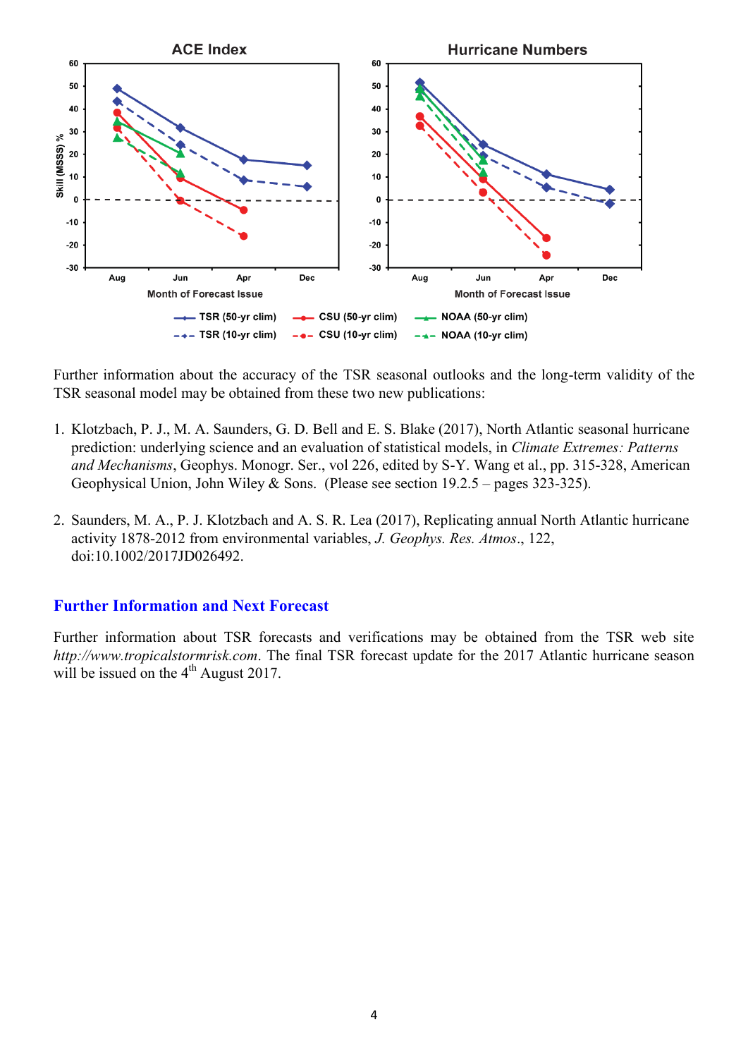Further information about the accuracy of the TSR seasonal outlooks and the long-term validity of the TSR seasonal model may be obtained from these two new publications:

1. Klotzbach, P. J., M. A. Saunders, G. D. Bell and E. S. Blake (2017), North Atlantic seasonal hurricane prediction: underlying science and an evaluation of statistical models, in *Climate Extremes: Patterns and Mechanisms*, Geophys. Monogr. Ser., vol 226, edited by S-Y. Wang et al., pp. 315-328, American Geophysical Union, John Wiley & Sons. (Please see section 19.2.5 – pages 323-325).

2. Saunders, M. A., P. J. Klotzbach and A. S. R. Lea (2017), Replicating annual North Atlantic hurricane activity 1878-2012 from environmental variables, *J. Geophys. Res. Atmos*., 122, doi:10.1002/2017JD026492.

## Further Information and Next Forecast

Further information about TSR forecasts and verifications may be obtained from the TSR web site *http://www.tropicalstormrisk.com*. The final TSR forecast update for the 2017 Atlantic hurricane season will be issued on the 4th August 2017.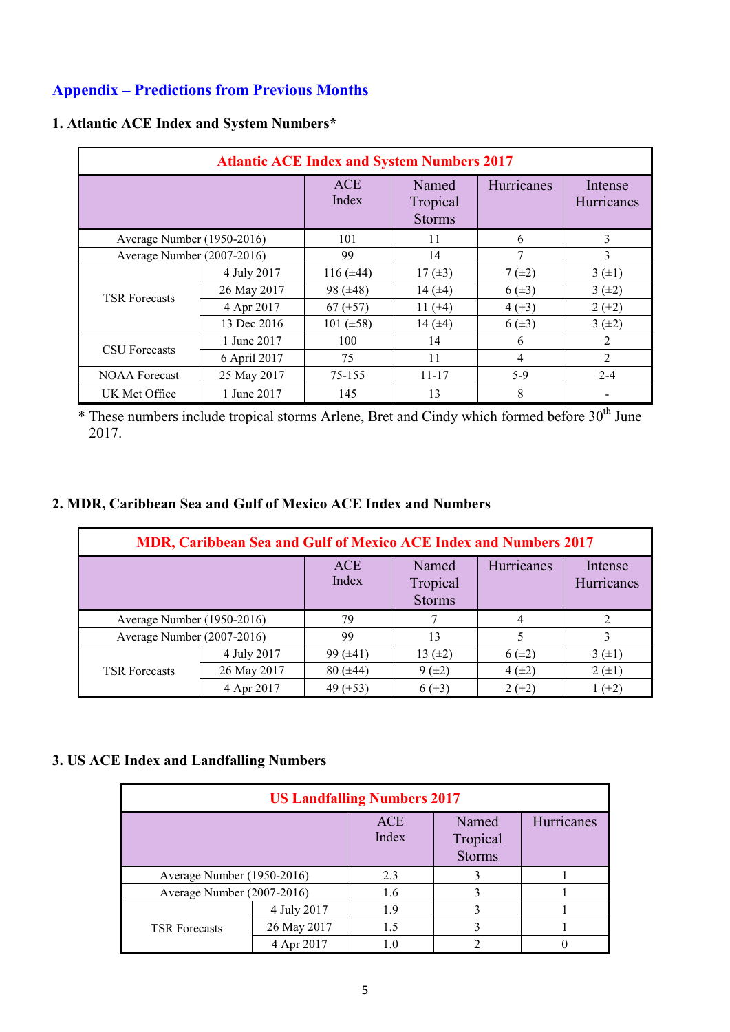## Appendix – Predictions from Previous Months

### 1. Atlantic ACE Index and System Numbers*

| Atlantic ACE Index and System Numbers 2017 | | | | | |
|---|---|---|---|---|---|
| | | ACE Index | Named Tropical Storms | Hurricanes | Intense Hurricanes |
| Average Number (1950-2016) | | 101 | 11 | 6 | 3 |
| Average Number (2007-2016) | | 99 | 14 | 7 | 3 |
| TSR Forecasts | 4 July 2017 | 116 (±44) | 17 (±3) | 7 (±2) | 3 (±1) |
| | 26 May 2017 | 98 (±48) | 14 (±4) | 6 (±3) | 3 (±2) |
| | 4 Apr 2017 | 67 (±57) | 11 (±4) | 4 (±3) | 2 (±2) |
| | 13 Dec 2016 | 101 (±58) | 14 (±4) | 6 (±3) | 3 (±2) |
| CSU Forecasts | 1 June 2017 | 100 | 14 | 6 | 2 |
| | 6 April 2017 | 75 | 11 | 4 | 2 |
| NOAA Forecast | 25 May 2017 | 75-155 | 11-17 | 5-9 | 2-4 |
| UK Met Office | 1 June 2017 | 145 | 13 | 8 | - |

\* These numbers include tropical storms Arlene, Bret and Cindy which formed before 30th June 2017.

### 2. MDR, Caribbean Sea and Gulf of Mexico ACE Index and Numbers

| MDR, Caribbean Sea and Gulf of Mexico ACE Index and Numbers 2017 | | | | | |
|---|---|---|---|---|---|
| | | ACE Index | Named Tropical Storms | Hurricanes | Intense Hurricanes |
| Average Number (1950-2016) | | 79 | 7 | 4 | 2 |
| Average Number (2007-2016) | | 99 | 13 | 5 | 3 |
| TSR Forecasts | 4 July 2017 | 99 (±41) | 13 (±2) | 6 (±2) | 3 (±1) |
| | 26 May 2017 | 80 (±44) | 9 (±2) | 4 (±2) | 2 (±1) |
| | 4 Apr 2017 | 49 (±53) | 6 (±3) | 2 (±2) | 1 (±2) |

### 3. US ACE Index and Landfalling Numbers

| US Landfalling Numbers 2017 | | | | |
|---|---|---|---|---|
| | | ACE Index | Named Tropical Storms | Hurricanes |
| Average Number (1950-2016) | | 2.3 | 3 | 1 |
| Average Number (2007-2016) | | 1.6 | 3 | 1 |
| TSR Forecasts | 4 July 2017 | 1.9 | 3 | 1 |
| | 26 May 2017 | 1.5 | 3 | 1 |
| | 4 Apr 2017 | 1.0 | 2 | 0 |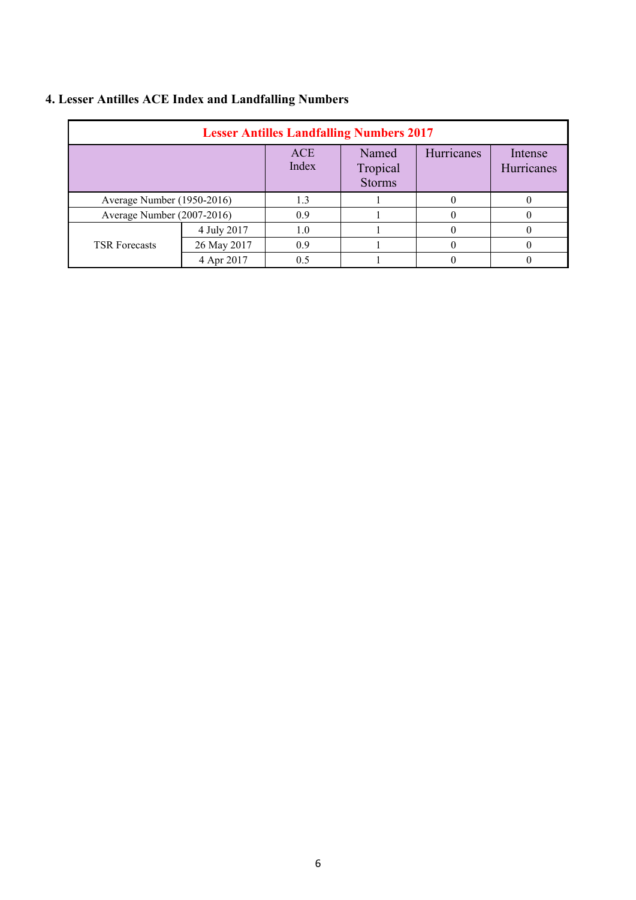## 4. Lesser Antilles ACE Index and Landfalling Numbers

| Lesser Antilles Landfalling Numbers 2017 | | | | | |
|---|---|---|---|---|---|
| | | ACE Index | Named Tropical Storms | Hurricanes | Intense Hurricanes |
| Average Number (1950-2016) | | 1.3 | 1 | 0 | 0 |
| Average Number (2007-2016) | | 0.9 | 1 | 0 | 0 |
| TSR Forecasts | 4 July 2017 | 1.0 | 1 | 0 | 0 |
| | 26 May 2017 | 0.9 | 1 | 0 | 0 |
| | 4 Apr 2017 | 0.5 | 1 | 0 | 0 |